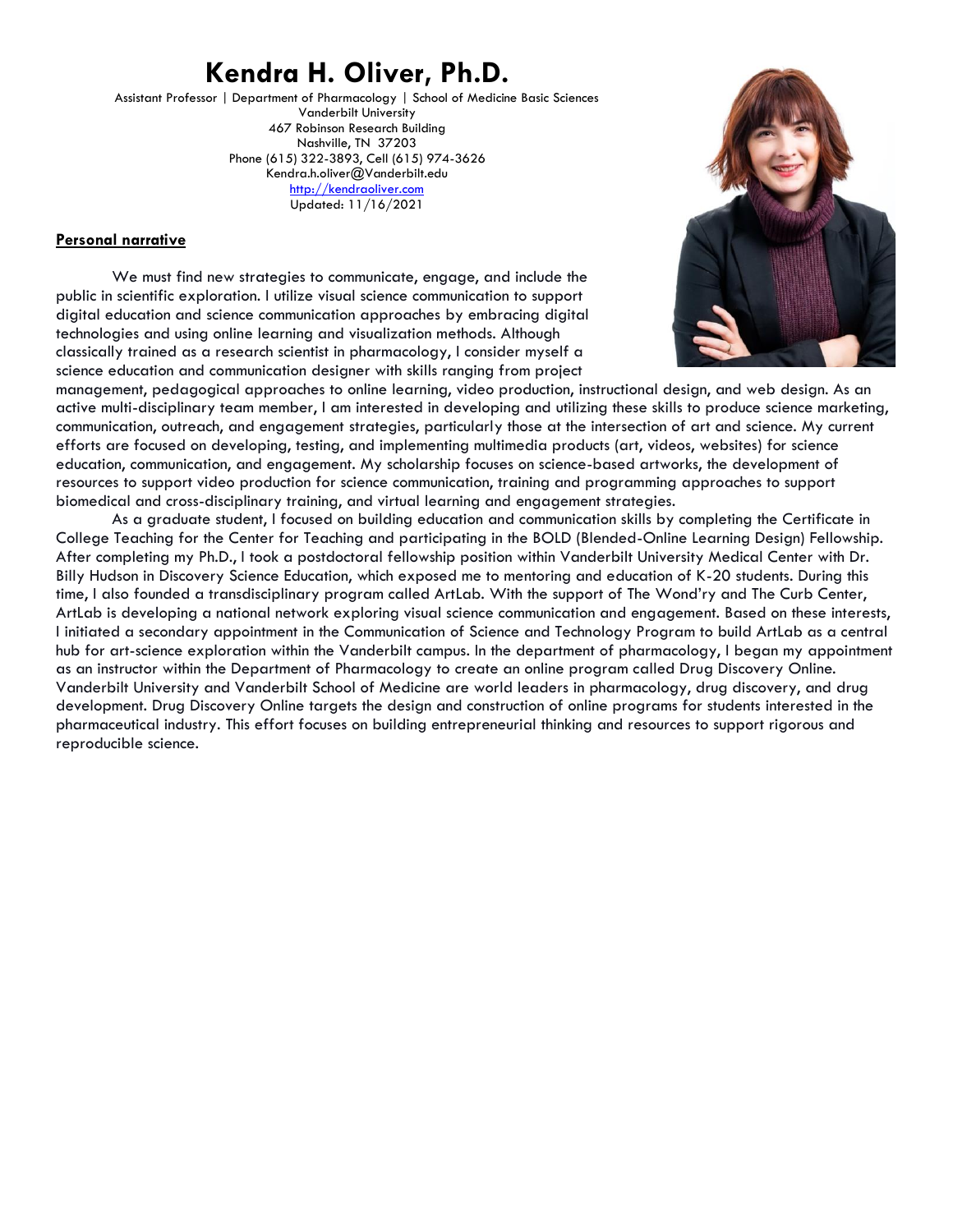# Kendra H. Oliver, Ph.D.

Assistant Professor | Department of Pharmacology | School of Medicine Basic Sciences
Vanderbilt University
467 Robinson Research Building
Nashville, TN 37203
Phone (615) 322-3893, Cell (615) 974-3626
Kendra.h.oliver@Vanderbilt.edu
http://kendraoliver.com
Updated: 11/16/2021

## Personal narrative

We must find new strategies to communicate, engage, and include the public in scientific exploration. I utilize visual science communication to support digital education and science communication approaches by embracing digital technologies and using online learning and visualization methods. Although classically trained as a research scientist in pharmacology, I consider myself a science education and communication designer with skills ranging from project management, pedagogical approaches to online learning, video production, instructional design, and web design. As an active multi-disciplinary team member, I am interested in developing and utilizing these skills to produce science marketing, communication, outreach, and engagement strategies, particularly those at the intersection of art and science. My current efforts are focused on developing, testing, and implementing multimedia products (art, videos, websites) for science education, communication, and engagement. My scholarship focuses on science-based artworks, the development of resources to support video production for science communication, training and programming approaches to support biomedical and cross-disciplinary training, and virtual learning and engagement strategies.

As a graduate student, I focused on building education and communication skills by completing the Certificate in College Teaching for the Center for Teaching and participating in the BOLD (Blended-Online Learning Design) Fellowship. After completing my Ph.D., I took a postdoctoral fellowship position within Vanderbilt University Medical Center with Dr. Billy Hudson in Discovery Science Education, which exposed me to mentoring and education of K-20 students. During this time, I also founded a transdisciplinary program called ArtLab. With the support of The Wond'ry and The Curb Center, ArtLab is developing a national network exploring visual science communication and engagement. Based on these interests, I initiated a secondary appointment in the Communication of Science and Technology Program to build ArtLab as a central hub for art-science exploration within the Vanderbilt campus. In the department of pharmacology, I began my appointment as an instructor within the Department of Pharmacology to create an online program called Drug Discovery Online. Vanderbilt University and Vanderbilt School of Medicine are world leaders in pharmacology, drug discovery, and drug development. Drug Discovery Online targets the design and construction of online programs for students interested in the pharmaceutical industry. This effort focuses on building entrepreneurial thinking and resources to support rigorous and reproducible science.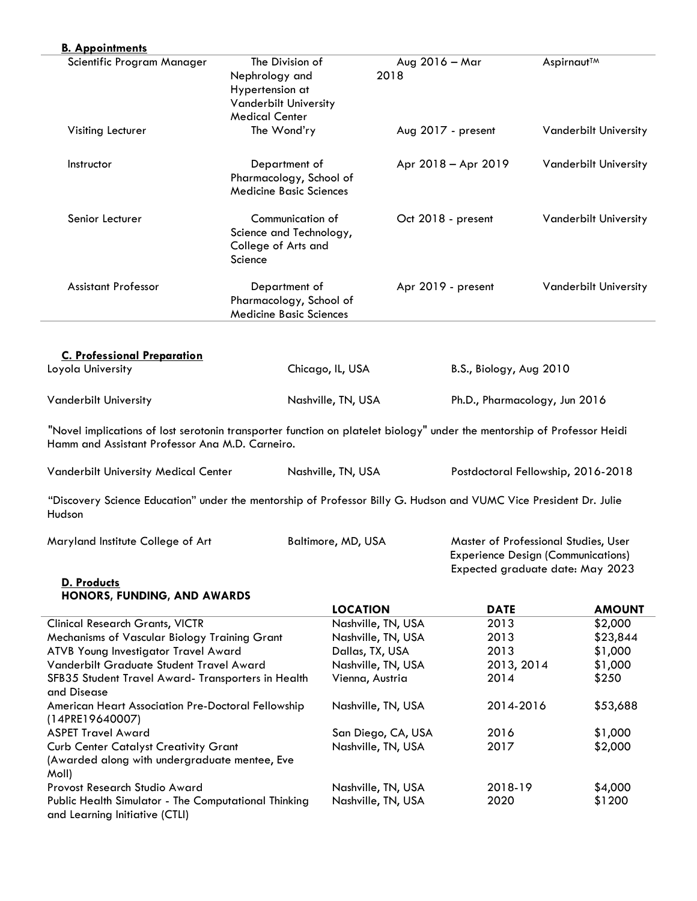## B. Appointments

| | | | |
|---|---|---|---|
| Scientific Program Manager | The Division of Nephrology and Hypertension at Vanderbilt University Medical Center | Aug 2016 – Mar 2018 | Aspirnaut™ |
| Visiting Lecturer | The Wond'ry | Aug 2017 - present | Vanderbilt University |
| Instructor | Department of Pharmacology, School of Medicine Basic Sciences | Apr 2018 – Apr 2019 | Vanderbilt University |
| Senior Lecturer | Communication of Science and Technology, College of Arts and Science | Oct 2018 - present | Vanderbilt University |
| Assistant Professor | Department of Pharmacology, School of Medicine Basic Sciences | Apr 2019 - present | Vanderbilt University |

## C. Professional Preparation

| | | |
|---|---|---|
| Loyola University | Chicago, IL, USA | B.S., Biology, Aug 2010 |
| Vanderbilt University | Nashville, TN, USA | Ph.D., Pharmacology, Jun 2016 |

"Novel implications of lost serotonin transporter function on platelet biology" under the mentorship of Professor Heidi Hamm and Assistant Professor Ana M.D. Carneiro.

| | | |
|---|---|---|
| Vanderbilt University Medical Center | Nashville, TN, USA | Postdoctoral Fellowship, 2016-2018 |

"Discovery Science Education" under the mentorship of Professor Billy G. Hudson and VUMC Vice President Dr. Julie Hudson

| | | |
|---|---|---|
| Maryland Institute College of Art | Baltimore, MD, USA | Master of Professional Studies, User Experience Design (Communications) Expected graduate date: May 2023 |

## D. Products

### HONORS, FUNDING, AND AWARDS

| | LOCATION | DATE | AMOUNT |
|---|---|---|---|
| Clinical Research Grants, VICTR | Nashville, TN, USA | 2013 | $2,000 |
| Mechanisms of Vascular Biology Training Grant | Nashville, TN, USA | 2013 | $23,844 |
| ATVB Young Investigator Travel Award | Dallas, TX, USA | 2013 | $1,000 |
| Vanderbilt Graduate Student Travel Award | Nashville, TN, USA | 2013, 2014 | $1,000 |
| SFB35 Student Travel Award- Transporters in Health and Disease | Vienna, Austria | 2014 | $250 |
| American Heart Association Pre-Doctoral Fellowship (14PRE19640007) | Nashville, TN, USA | 2014-2016 | $53,688 |
| ASPET Travel Award | San Diego, CA, USA | 2016 | $1,000 |
| Curb Center Catalyst Creativity Grant (Awarded along with undergraduate mentee, Eve Moll) | Nashville, TN, USA | 2017 | $2,000 |
| Provost Research Studio Award | Nashville, TN, USA | 2018-19 | $4,000 |
| Public Health Simulator - The Computational Thinking and Learning Initiative (CTLI) | Nashville, TN, USA | 2020 | $1200 |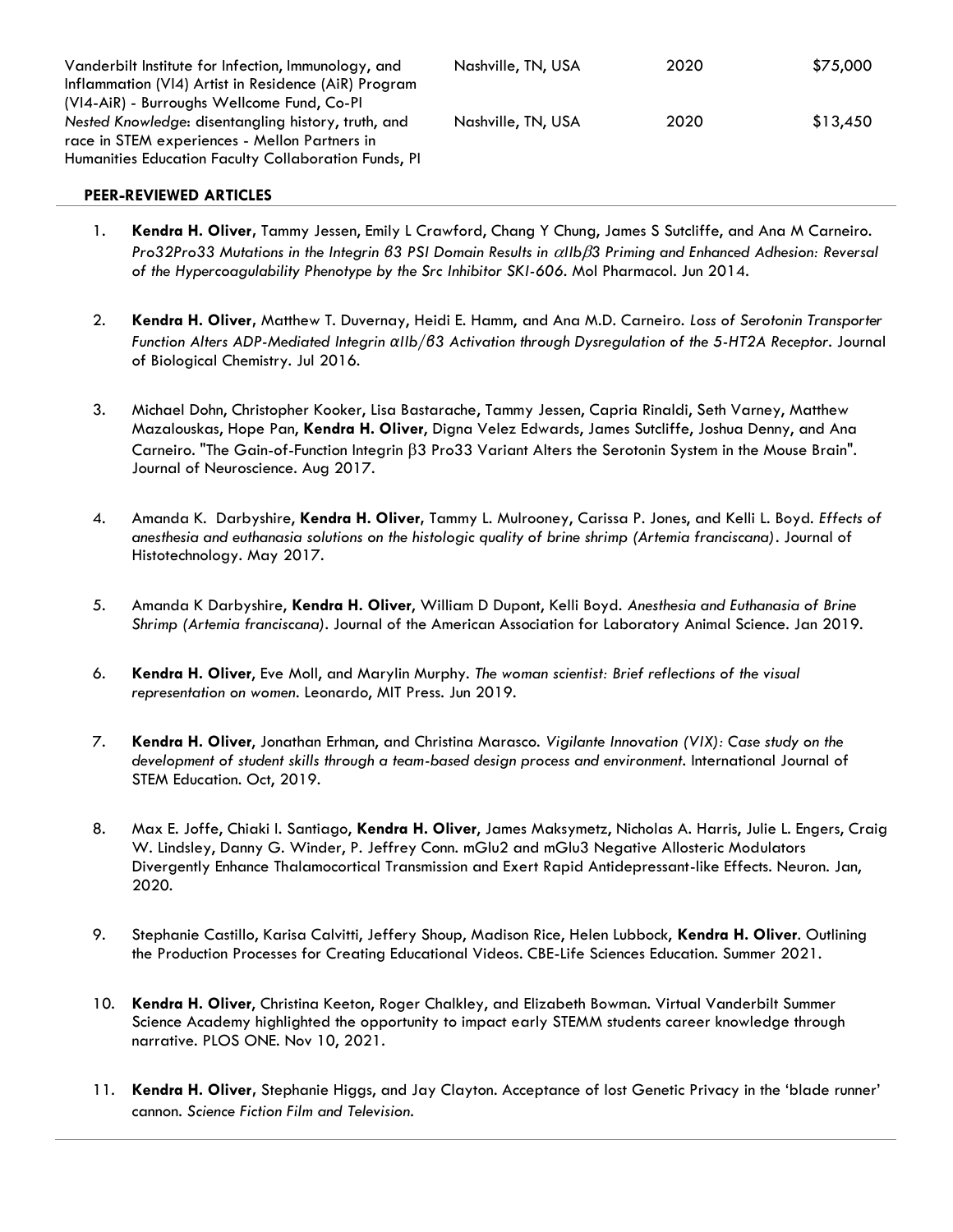| | | | |
|---|---|---|---|
| Vanderbilt Institute for Infection, Immunology, and Inflammation (VI4) Artist in Residence (AiR) Program (VI4-AiR) - Burroughs Wellcome Fund, Co-PI | Nashville, TN, USA | 2020 | $75,000 |
| *Nested Knowledge*: disentangling history, truth, and race in STEM experiences - Mellon Partners in Humanities Education Faculty Collaboration Funds, PI | Nashville, TN, USA | 2020 | $13,450 |

**PEER-REVIEWED ARTICLES**

1. **Kendra H. Oliver**, Tammy Jessen, Emily L Crawford, Chang Y Chung, James S Sutcliffe, and Ana M Carneiro. *Pro32Pro33 Mutations in the Integrin β3 PSI Domain Results in αIIbβ3 Priming and Enhanced Adhesion: Reversal of the Hypercoagulability Phenotype by the Src Inhibitor SKI-606*. Mol Pharmacol. Jun 2014.

2. **Kendra H. Oliver**, Matthew T. Duvernay, Heidi E. Hamm, and Ana M.D. Carneiro. *Loss of Serotonin Transporter Function Alters ADP-Mediated Integrin αIIb/β3 Activation through Dysregulation of the 5-HT2A Receptor*. Journal of Biological Chemistry. Jul 2016.

3. Michael Dohn, Christopher Kooker, Lisa Bastarache, Tammy Jessen, Capria Rinaldi, Seth Varney, Matthew Mazalouskas, Hope Pan, **Kendra H. Oliver**, Digna Velez Edwards, James Sutcliffe, Joshua Denny, and Ana Carneiro. "The Gain-of-Function Integrin β3 Pro33 Variant Alters the Serotonin System in the Mouse Brain". Journal of Neuroscience. Aug 2017.

4. Amanda K. Darbyshire, **Kendra H. Oliver**, Tammy L. Mulrooney, Carissa P. Jones, and Kelli L. Boyd. *Effects of anesthesia and euthanasia solutions on the histologic quality of brine shrimp (Artemia franciscana)*. Journal of Histotechnology. May 2017.

5. Amanda K Darbyshire, **Kendra H. Oliver**, William D Dupont, Kelli Boyd. *Anesthesia and Euthanasia of Brine Shrimp (Artemia franciscana)*. Journal of the American Association for Laboratory Animal Science. Jan 2019.

6. **Kendra H. Oliver**, Eve Moll, and Marylin Murphy. *The woman scientist: Brief reflections of the visual representation on women*. Leonardo, MIT Press. Jun 2019.

7. **Kendra H. Oliver**, Jonathan Erhman, and Christina Marasco. *Vigilante Innovation (VIX): Case study on the development of student skills through a team-based design process and environment*. International Journal of STEM Education. Oct, 2019.

8. Max E. Joffe, Chiaki I. Santiago, **Kendra H. Oliver**, James Maksymetz, Nicholas A. Harris, Julie L. Engers, Craig W. Lindsley, Danny G. Winder, P. Jeffrey Conn. mGlu2 and mGlu3 Negative Allosteric Modulators Divergently Enhance Thalamocortical Transmission and Exert Rapid Antidepressant-like Effects. Neuron. Jan, 2020.

9. Stephanie Castillo, Karisa Calvitti, Jeffery Shoup, Madison Rice, Helen Lubbock, **Kendra H. Oliver**. Outlining the Production Processes for Creating Educational Videos. CBE-Life Sciences Education. Summer 2021.

10. **Kendra H. Oliver**, Christina Keeton, Roger Chalkley, and Elizabeth Bowman. Virtual Vanderbilt Summer Science Academy highlighted the opportunity to impact early STEMM students career knowledge through narrative. PLOS ONE. Nov 10, 2021.

11. **Kendra H. Oliver**, Stephanie Higgs, and Jay Clayton. Acceptance of lost Genetic Privacy in the 'blade runner' cannon. *Science Fiction Film and Television.*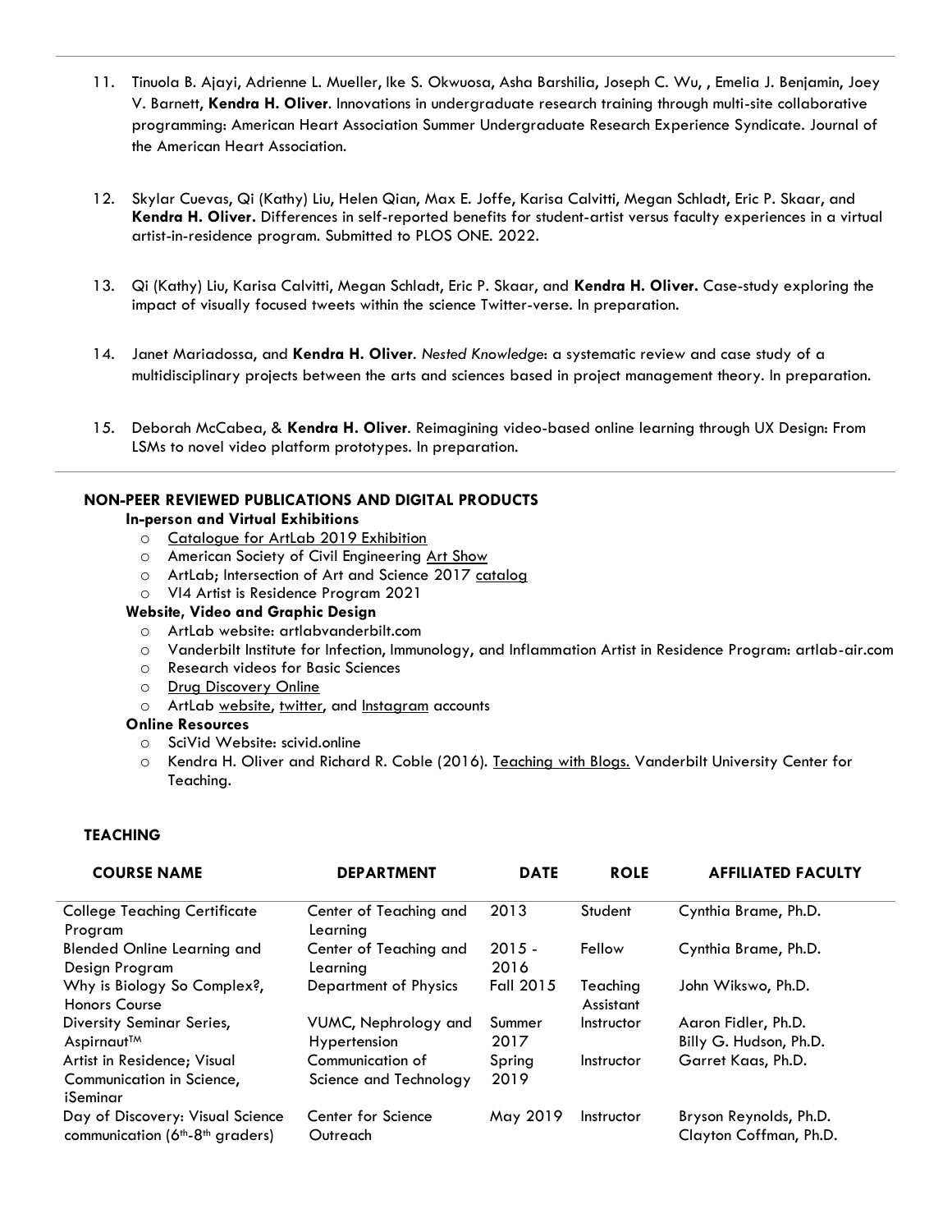11. Tinuola B. Ajayi, Adrienne L. Mueller, Ike S. Okwuosa, Asha Barshilia, Joseph C. Wu, , Emelia J. Benjamin, Joey V. Barnett, **Kendra H. Oliver**. Innovations in undergraduate research training through multi-site collaborative programming: American Heart Association Summer Undergraduate Research Experience Syndicate. Journal of the American Heart Association.

12. Skylar Cuevas, Qi (Kathy) Liu, Helen Qian, Max E. Joffe, Karisa Calvitti, Megan Schladt, Eric P. Skaar, and **Kendra H. Oliver.** Differences in self-reported benefits for student-artist versus faculty experiences in a virtual artist-in-residence program. Submitted to PLOS ONE. 2022.

13. Qi (Kathy) Liu, Karisa Calvitti, Megan Schladt, Eric P. Skaar, and **Kendra H. Oliver.** Case-study exploring the impact of visually focused tweets within the science Twitter-verse. In preparation.

14. Janet Mariadossa, and **Kendra H. Oliver**. *Nested Knowledge*: a systematic review and case study of a multidisciplinary projects between the arts and sciences based in project management theory. In preparation.

15. Deborah McCabea, & **Kendra H. Oliver**. Reimagining video-based online learning through UX Design: From LSMs to novel video platform prototypes. In preparation.

## NON-PEER REVIEWED PUBLICATIONS AND DIGITAL PRODUCTS

### In-person and Virtual Exhibitions

- Catalogue for ArtLab 2019 Exhibition
- American Society of Civil Engineering Art Show
- ArtLab; Intersection of Art and Science 2017 catalog
- VI4 Artist is Residence Program 2021

### Website, Video and Graphic Design

- ArtLab website: artlabvanderbilt.com
- Vanderbilt Institute for Infection, Immunology, and Inflammation Artist in Residence Program: artlab-air.com
- Research videos for Basic Sciences
- Drug Discovery Online
- ArtLab website, twitter, and Instagram accounts

### Online Resources

- SciVid Website: scivid.online
- Kendra H. Oliver and Richard R. Coble (2016). Teaching with Blogs. Vanderbilt University Center for Teaching.

## TEACHING

| COURSE NAME | DEPARTMENT | DATE | ROLE | AFFILIATED FACULTY |
|---|---|---|---|---|
| College Teaching Certificate Program | Center of Teaching and Learning | 2013 | Student | Cynthia Brame, Ph.D. |
| Blended Online Learning and Design Program | Center of Teaching and Learning | 2015 - 2016 | Fellow | Cynthia Brame, Ph.D. |
| Why is Biology So Complex?, Honors Course | Department of Physics | Fall 2015 | Teaching Assistant | John Wikswo, Ph.D. |
| Diversity Seminar Series, Aspirnaut™ | VUMC, Nephrology and Hypertension | Summer 2017 | Instructor | Aaron Fidler, Ph.D. Billy G. Hudson, Ph.D. |
| Artist in Residence; Visual Communication in Science, iSeminar | Communication of Science and Technology | Spring 2019 | Instructor | Garret Kaas, Ph.D. |
| Day of Discovery: Visual Science communication (6th-8th graders) | Center for Science Outreach | May 2019 | Instructor | Bryson Reynolds, Ph.D. Clayton Coffman, Ph.D. |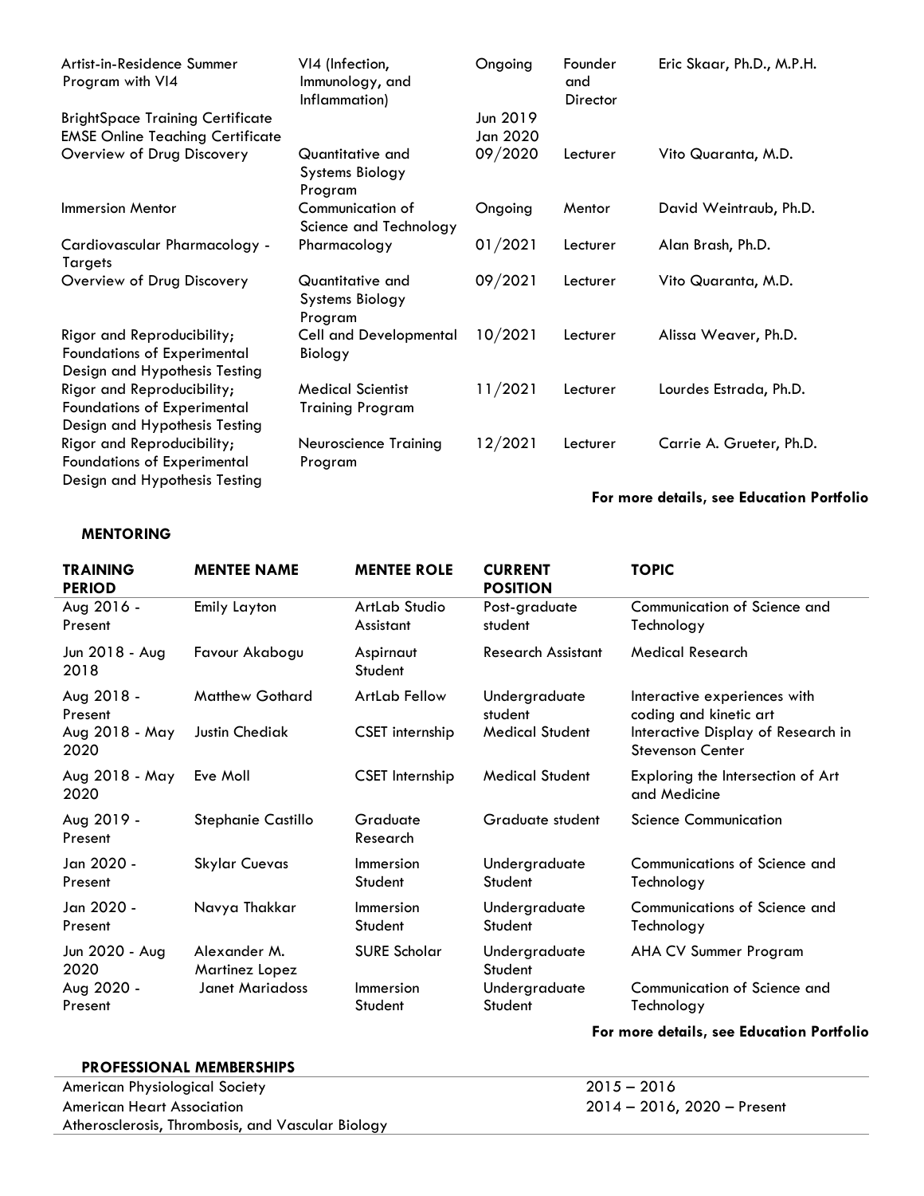| | | | | |
|---|---|---|---|---|
| Artist-in-Residence Summer Program with VI4 | VI4 (Infection, Immunology, and Inflammation) | Ongoing | Founder and Director | Eric Skaar, Ph.D., M.P.H. |
| BrightSpace Training Certificate | | Jun 2019 | | |
| EMSE Online Teaching Certificate | | Jan 2020 | | |
| Overview of Drug Discovery | Quantitative and Systems Biology Program | 09/2020 | Lecturer | Vito Quaranta, M.D. |
| Immersion Mentor | Communication of Science and Technology | Ongoing | Mentor | David Weintraub, Ph.D. |
| Cardiovascular Pharmacology - Targets | Pharmacology | 01/2021 | Lecturer | Alan Brash, Ph.D. |
| Overview of Drug Discovery | Quantitative and Systems Biology Program | 09/2021 | Lecturer | Vito Quaranta, M.D. |
| Rigor and Reproducibility; Foundations of Experimental Design and Hypothesis Testing | Cell and Developmental Biology | 10/2021 | Lecturer | Alissa Weaver, Ph.D. |
| Rigor and Reproducibility; Foundations of Experimental Design and Hypothesis Testing | Medical Scientist Training Program | 11/2021 | Lecturer | Lourdes Estrada, Ph.D. |
| Rigor and Reproducibility; Foundations of Experimental Design and Hypothesis Testing | Neuroscience Training Program | 12/2021 | Lecturer | Carrie A. Grueter, Ph.D. |

**For more details, see Education Portfolio**

## MENTORING

| TRAINING PERIOD | MENTEE NAME | MENTEE ROLE | CURRENT POSITION | TOPIC |
|---|---|---|---|---|
| Aug 2016 - Present | Emily Layton | ArtLab Studio Assistant | Post-graduate student | Communication of Science and Technology |
| Jun 2018 - Aug 2018 | Favour Akabogu | Aspirnaut Student | Research Assistant | Medical Research |
| Aug 2018 - Present | Matthew Gothard | ArtLab Fellow | Undergraduate student | Interactive experiences with coding and kinetic art |
| Aug 2018 - May 2020 | Justin Chediak | CSET internship | Medical Student | Interactive Display of Research in Stevenson Center |
| Aug 2018 - May 2020 | Eve Moll | CSET Internship | Medical Student | Exploring the Intersection of Art and Medicine |
| Aug 2019 - Present | Stephanie Castillo | Graduate Research | Graduate student | Science Communication |
| Jan 2020 - Present | Skylar Cuevas | Immersion Student | Undergraduate Student | Communications of Science and Technology |
| Jan 2020 - Present | Navya Thakkar | Immersion Student | Undergraduate Student | Communications of Science and Technology |
| Jun 2020 - Aug 2020 | Alexander M. Martinez Lopez | SURE Scholar | Undergraduate Student | AHA CV Summer Program |
| Aug 2020 - Present | Janet Mariadoss | Immersion Student | Undergraduate Student | Communication of Science and Technology |

**For more details, see Education Portfolio**

## PROFESSIONAL MEMBERSHIPS

| | |
|---|---|
| American Physiological Society | 2015 – 2016 |
| American Heart Association | 2014 – 2016, 2020 – Present |
| Atherosclerosis, Thrombosis, and Vascular Biology | |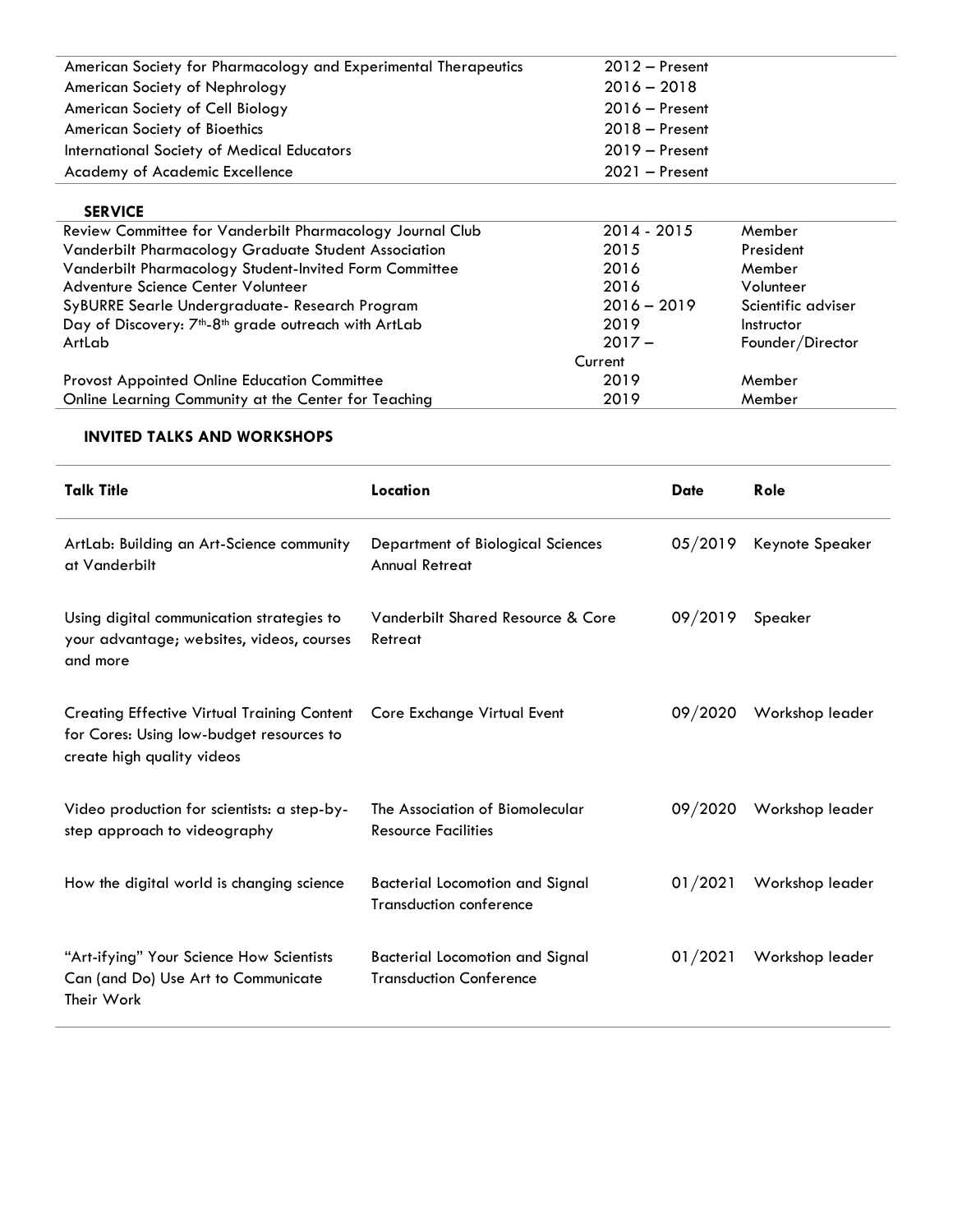| | |
|---|---|
| American Society for Pharmacology and Experimental Therapeutics | 2012 – Present |
| American Society of Nephrology | 2016 – 2018 |
| American Society of Cell Biology | 2016 – Present |
| American Society of Bioethics | 2018 – Present |
| International Society of Medical Educators | 2019 – Present |
| Academy of Academic Excellence | 2021 – Present |

## SERVICE

| | | |
|---|---|---|
| Review Committee for Vanderbilt Pharmacology Journal Club | 2014 - 2015 | Member |
| Vanderbilt Pharmacology Graduate Student Association | 2015 | President |
| Vanderbilt Pharmacology Student-Invited Form Committee | 2016 | Member |
| Adventure Science Center Volunteer | 2016 | Volunteer |
| SyBURRE Searle Undergraduate- Research Program | 2016 – 2019 | Scientific adviser |
| Day of Discovery: 7th-8th grade outreach with ArtLab | 2019 | Instructor |
| ArtLab | 2017 – Current | Founder/Director |
| Provost Appointed Online Education Committee | 2019 | Member |
| Online Learning Community at the Center for Teaching | 2019 | Member |

## INVITED TALKS AND WORKSHOPS

| Talk Title | Location | Date | Role |
|---|---|---|---|
| ArtLab: Building an Art-Science community at Vanderbilt | Department of Biological Sciences Annual Retreat | 05/2019 | Keynote Speaker |
| Using digital communication strategies to your advantage; websites, videos, courses and more | Vanderbilt Shared Resource & Core Retreat | 09/2019 | Speaker |
| Creating Effective Virtual Training Content for Cores: Using low-budget resources to create high quality videos | Core Exchange Virtual Event | 09/2020 | Workshop leader |
| Video production for scientists: a step-by-step approach to videography | The Association of Biomolecular Resource Facilities | 09/2020 | Workshop leader |
| How the digital world is changing science | Bacterial Locomotion and Signal Transduction conference | 01/2021 | Workshop leader |
| "Art-ifying" Your Science How Scientists Can (and Do) Use Art to Communicate Their Work | Bacterial Locomotion and Signal Transduction Conference | 01/2021 | Workshop leader |